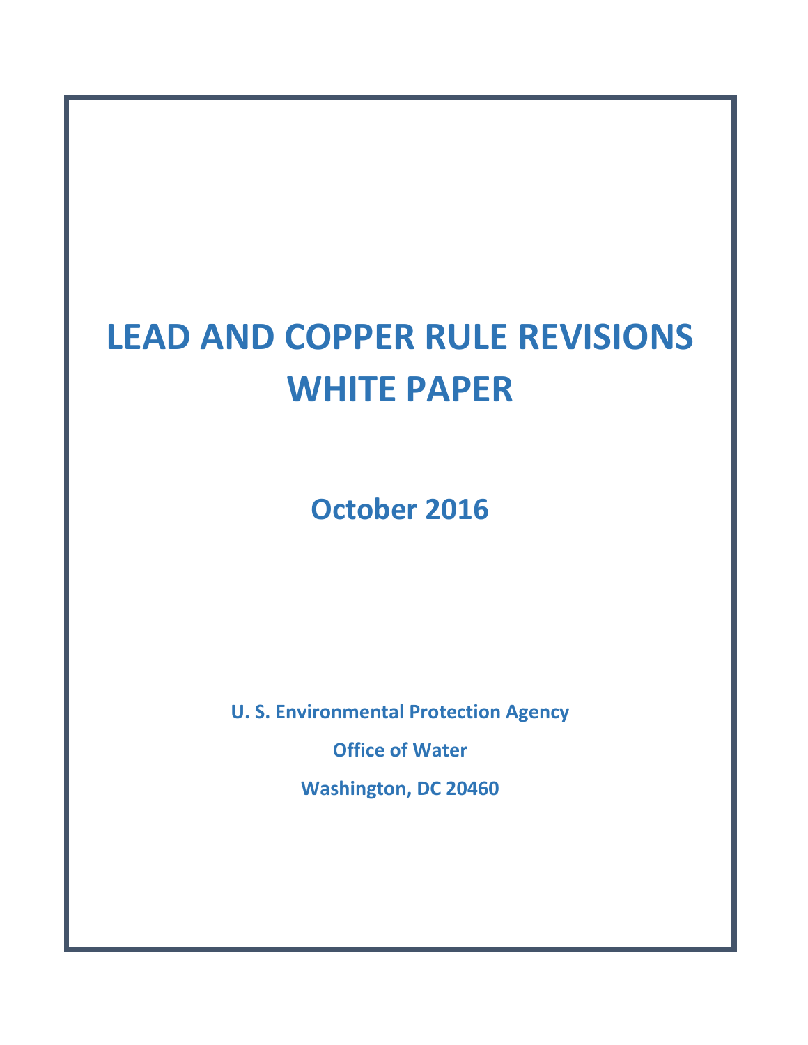# LEAD AND COPPER RULE REVISIONS WHITE PAPER

**October 2016**

**U. S. Environmental Protection Agency**

**Office of Water**

**Washington, DC 20460**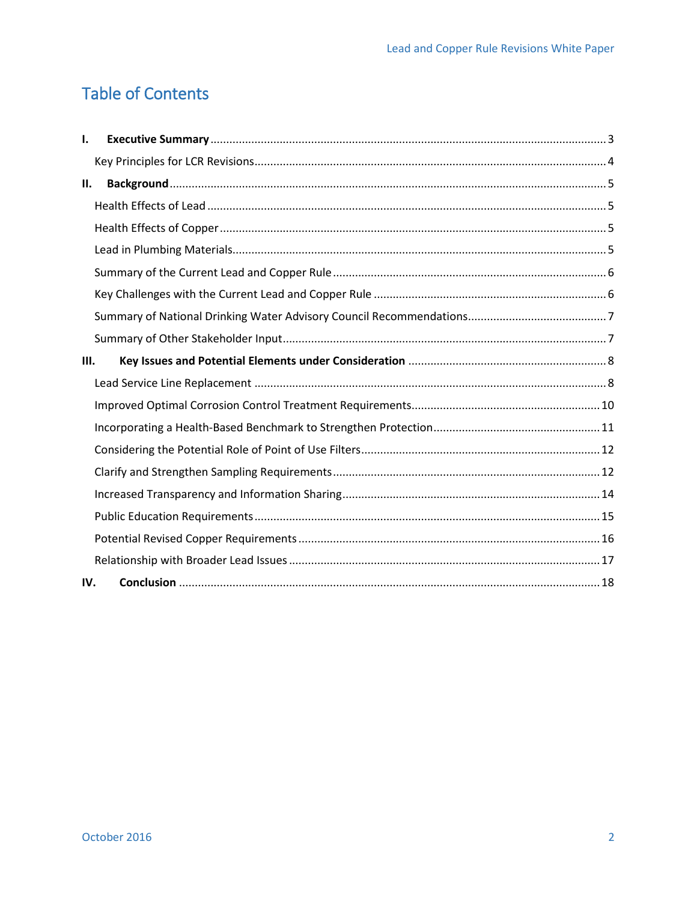# Table of Contents

**I. Executive Summary** ........ 3

- Key Principles for LCR Revisions ........ 4

**II. Background** ........ 5

- Health Effects of Lead ........ 5
- Health Effects of Copper ........ 5
- Lead in Plumbing Materials ........ 5
- Summary of the Current Lead and Copper Rule ........ 6
- Key Challenges with the Current Lead and Copper Rule ........ 6
- Summary of National Drinking Water Advisory Council Recommendations ........ 7
- Summary of Other Stakeholder Input ........ 7

**III. Key Issues and Potential Elements under Consideration** ........ 8

- Lead Service Line Replacement ........ 8
- Improved Optimal Corrosion Control Treatment Requirements ........ 10
- Incorporating a Health-Based Benchmark to Strengthen Protection ........ 11
- Considering the Potential Role of Point of Use Filters ........ 12
- Clarify and Strengthen Sampling Requirements ........ 12
- Increased Transparency and Information Sharing ........ 14
- Public Education Requirements ........ 15
- Potential Revised Copper Requirements ........ 16
- Relationship with Broader Lead Issues ........ 17

**IV. Conclusion** ........ 18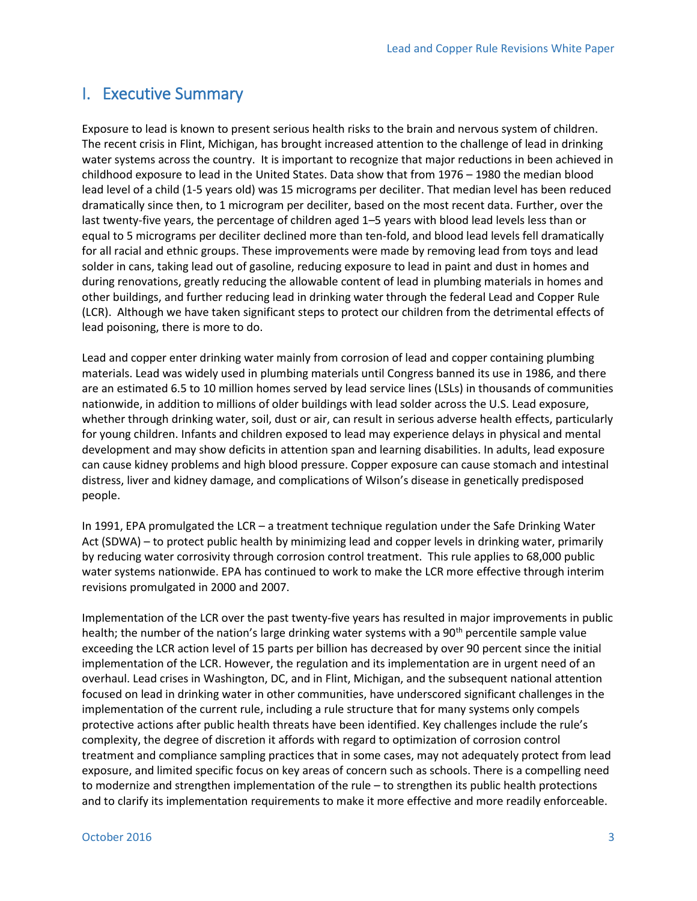# I. Executive Summary

Exposure to lead is known to present serious health risks to the brain and nervous system of children. The recent crisis in Flint, Michigan, has brought increased attention to the challenge of lead in drinking water systems across the country. It is important to recognize that major reductions in been achieved in childhood exposure to lead in the United States. Data show that from 1976 – 1980 the median blood lead level of a child (1-5 years old) was 15 micrograms per deciliter. That median level has been reduced dramatically since then, to 1 microgram per deciliter, based on the most recent data. Further, over the last twenty-five years, the percentage of children aged 1–5 years with blood lead levels less than or equal to 5 micrograms per deciliter declined more than ten-fold, and blood lead levels fell dramatically for all racial and ethnic groups. These improvements were made by removing lead from toys and lead solder in cans, taking lead out of gasoline, reducing exposure to lead in paint and dust in homes and during renovations, greatly reducing the allowable content of lead in plumbing materials in homes and other buildings, and further reducing lead in drinking water through the federal Lead and Copper Rule (LCR). Although we have taken significant steps to protect our children from the detrimental effects of lead poisoning, there is more to do.

Lead and copper enter drinking water mainly from corrosion of lead and copper containing plumbing materials. Lead was widely used in plumbing materials until Congress banned its use in 1986, and there are an estimated 6.5 to 10 million homes served by lead service lines (LSLs) in thousands of communities nationwide, in addition to millions of older buildings with lead solder across the U.S. Lead exposure, whether through drinking water, soil, dust or air, can result in serious adverse health effects, particularly for young children. Infants and children exposed to lead may experience delays in physical and mental development and may show deficits in attention span and learning disabilities. In adults, lead exposure can cause kidney problems and high blood pressure. Copper exposure can cause stomach and intestinal distress, liver and kidney damage, and complications of Wilson's disease in genetically predisposed people.

In 1991, EPA promulgated the LCR – a treatment technique regulation under the Safe Drinking Water Act (SDWA) – to protect public health by minimizing lead and copper levels in drinking water, primarily by reducing water corrosivity through corrosion control treatment. This rule applies to 68,000 public water systems nationwide. EPA has continued to work to make the LCR more effective through interim revisions promulgated in 2000 and 2007.

Implementation of the LCR over the past twenty-five years has resulted in major improvements in public health; the number of the nation's large drinking water systems with a 90$^{th}$ percentile sample value exceeding the LCR action level of 15 parts per billion has decreased by over 90 percent since the initial implementation of the LCR. However, the regulation and its implementation are in urgent need of an overhaul. Lead crises in Washington, DC, and in Flint, Michigan, and the subsequent national attention focused on lead in drinking water in other communities, have underscored significant challenges in the implementation of the current rule, including a rule structure that for many systems only compels protective actions after public health threats have been identified. Key challenges include the rule's complexity, the degree of discretion it affords with regard to optimization of corrosion control treatment and compliance sampling practices that in some cases, may not adequately protect from lead exposure, and limited specific focus on key areas of concern such as schools. There is a compelling need to modernize and strengthen implementation of the rule – to strengthen its public health protections and to clarify its implementation requirements to make it more effective and more readily enforceable.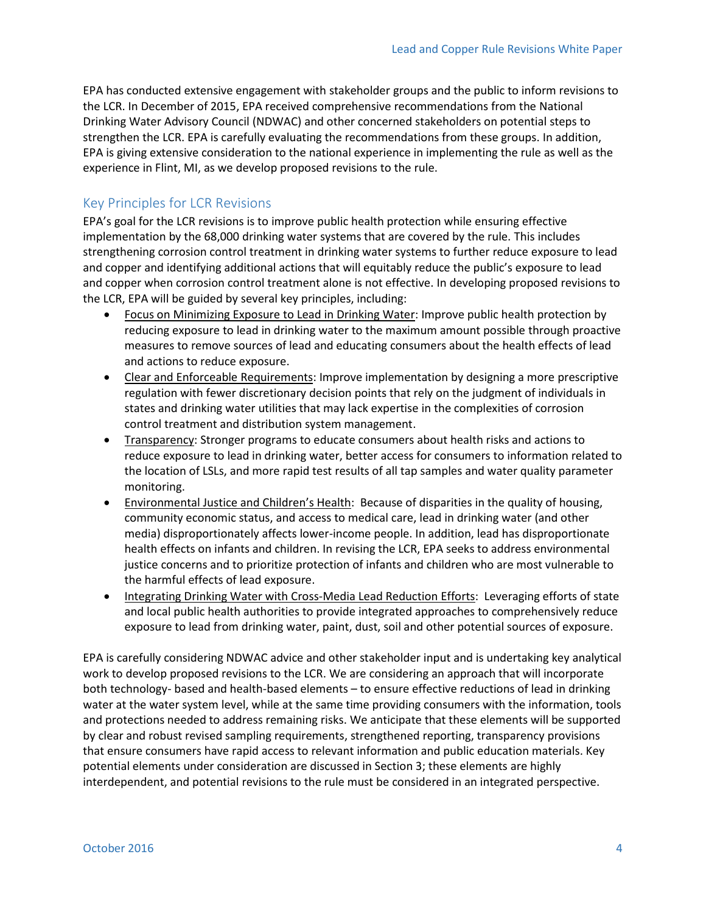EPA has conducted extensive engagement with stakeholder groups and the public to inform revisions to the LCR. In December of 2015, EPA received comprehensive recommendations from the National Drinking Water Advisory Council (NDWAC) and other concerned stakeholders on potential steps to strengthen the LCR. EPA is carefully evaluating the recommendations from these groups. In addition, EPA is giving extensive consideration to the national experience in implementing the rule as well as the experience in Flint, MI, as we develop proposed revisions to the rule.

## Key Principles for LCR Revisions

EPA's goal for the LCR revisions is to improve public health protection while ensuring effective implementation by the 68,000 drinking water systems that are covered by the rule. This includes strengthening corrosion control treatment in drinking water systems to further reduce exposure to lead and copper and identifying additional actions that will equitably reduce the public's exposure to lead and copper when corrosion control treatment alone is not effective. In developing proposed revisions to the LCR, EPA will be guided by several key principles, including:

- Focus on Minimizing Exposure to Lead in Drinking Water: Improve public health protection by reducing exposure to lead in drinking water to the maximum amount possible through proactive measures to remove sources of lead and educating consumers about the health effects of lead and actions to reduce exposure.
- Clear and Enforceable Requirements: Improve implementation by designing a more prescriptive regulation with fewer discretionary decision points that rely on the judgment of individuals in states and drinking water utilities that may lack expertise in the complexities of corrosion control treatment and distribution system management.
- Transparency: Stronger programs to educate consumers about health risks and actions to reduce exposure to lead in drinking water, better access for consumers to information related to the location of LSLs, and more rapid test results of all tap samples and water quality parameter monitoring.
- Environmental Justice and Children's Health: Because of disparities in the quality of housing, community economic status, and access to medical care, lead in drinking water (and other media) disproportionately affects lower-income people. In addition, lead has disproportionate health effects on infants and children. In revising the LCR, EPA seeks to address environmental justice concerns and to prioritize protection of infants and children who are most vulnerable to the harmful effects of lead exposure.
- Integrating Drinking Water with Cross-Media Lead Reduction Efforts: Leveraging efforts of state and local public health authorities to provide integrated approaches to comprehensively reduce exposure to lead from drinking water, paint, dust, soil and other potential sources of exposure.

EPA is carefully considering NDWAC advice and other stakeholder input and is undertaking key analytical work to develop proposed revisions to the LCR. We are considering an approach that will incorporate both technology- based and health-based elements – to ensure effective reductions of lead in drinking water at the water system level, while at the same time providing consumers with the information, tools and protections needed to address remaining risks. We anticipate that these elements will be supported by clear and robust revised sampling requirements, strengthened reporting, transparency provisions that ensure consumers have rapid access to relevant information and public education materials. Key potential elements under consideration are discussed in Section 3; these elements are highly interdependent, and potential revisions to the rule must be considered in an integrated perspective.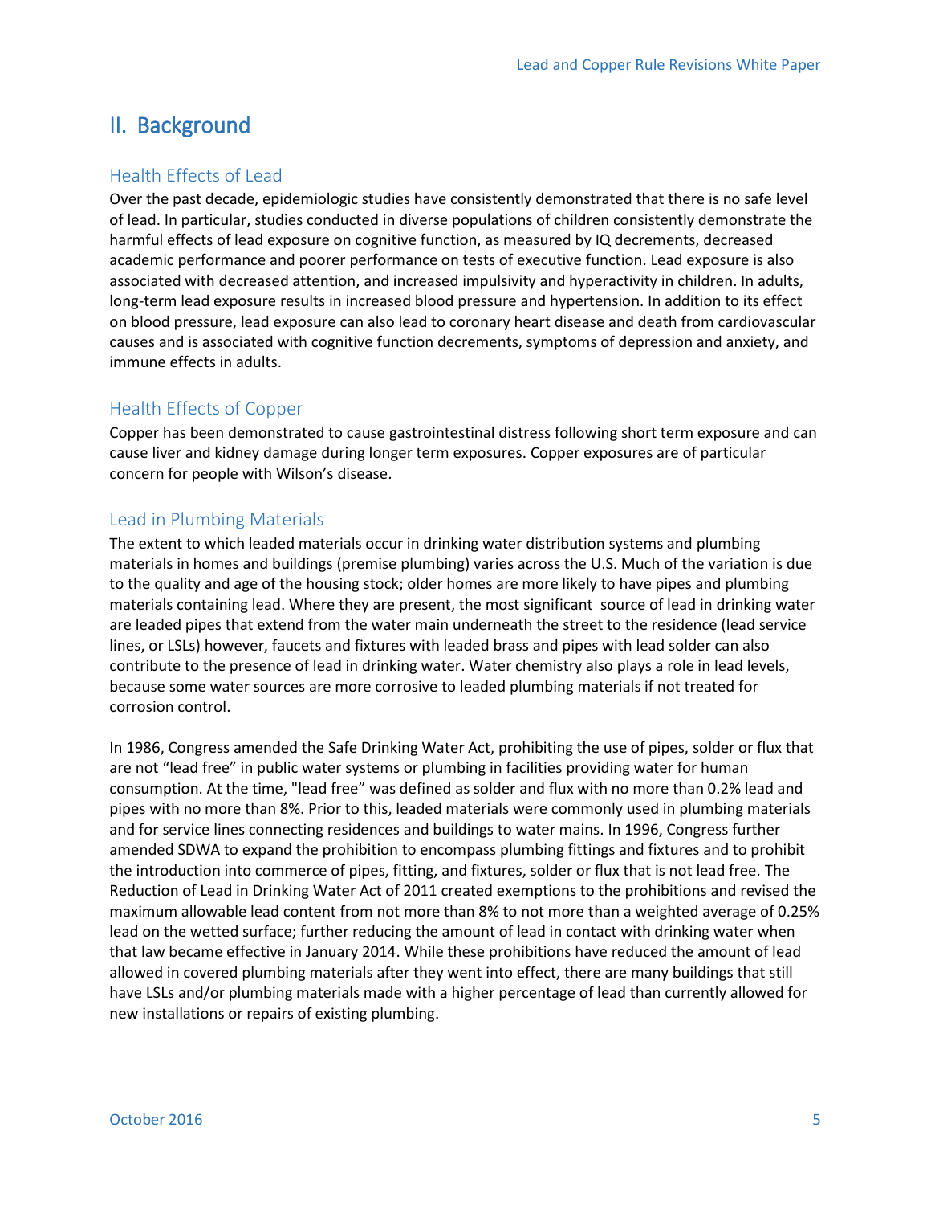## II. Background

### Health Effects of Lead

Over the past decade, epidemiologic studies have consistently demonstrated that there is no safe level of lead. In particular, studies conducted in diverse populations of children consistently demonstrate the harmful effects of lead exposure on cognitive function, as measured by IQ decrements, decreased academic performance and poorer performance on tests of executive function. Lead exposure is also associated with decreased attention, and increased impulsivity and hyperactivity in children. In adults, long-term lead exposure results in increased blood pressure and hypertension. In addition to its effect on blood pressure, lead exposure can also lead to coronary heart disease and death from cardiovascular causes and is associated with cognitive function decrements, symptoms of depression and anxiety, and immune effects in adults.

### Health Effects of Copper

Copper has been demonstrated to cause gastrointestinal distress following short term exposure and can cause liver and kidney damage during longer term exposures. Copper exposures are of particular concern for people with Wilson's disease.

### Lead in Plumbing Materials

The extent to which leaded materials occur in drinking water distribution systems and plumbing materials in homes and buildings (premise plumbing) varies across the U.S. Much of the variation is due to the quality and age of the housing stock; older homes are more likely to have pipes and plumbing materials containing lead. Where they are present, the most significant source of lead in drinking water are leaded pipes that extend from the water main underneath the street to the residence (lead service lines, or LSLs) however, faucets and fixtures with leaded brass and pipes with lead solder can also contribute to the presence of lead in drinking water. Water chemistry also plays a role in lead levels, because some water sources are more corrosive to leaded plumbing materials if not treated for corrosion control.

In 1986, Congress amended the Safe Drinking Water Act, prohibiting the use of pipes, solder or flux that are not "lead free" in public water systems or plumbing in facilities providing water for human consumption. At the time, "lead free" was defined as solder and flux with no more than 0.2% lead and pipes with no more than 8%. Prior to this, leaded materials were commonly used in plumbing materials and for service lines connecting residences and buildings to water mains. In 1996, Congress further amended SDWA to expand the prohibition to encompass plumbing fittings and fixtures and to prohibit the introduction into commerce of pipes, fitting, and fixtures, solder or flux that is not lead free. The Reduction of Lead in Drinking Water Act of 2011 created exemptions to the prohibitions and revised the maximum allowable lead content from not more than 8% to not more than a weighted average of 0.25% lead on the wetted surface; further reducing the amount of lead in contact with drinking water when that law became effective in January 2014. While these prohibitions have reduced the amount of lead allowed in covered plumbing materials after they went into effect, there are many buildings that still have LSLs and/or plumbing materials made with a higher percentage of lead than currently allowed for new installations or repairs of existing plumbing.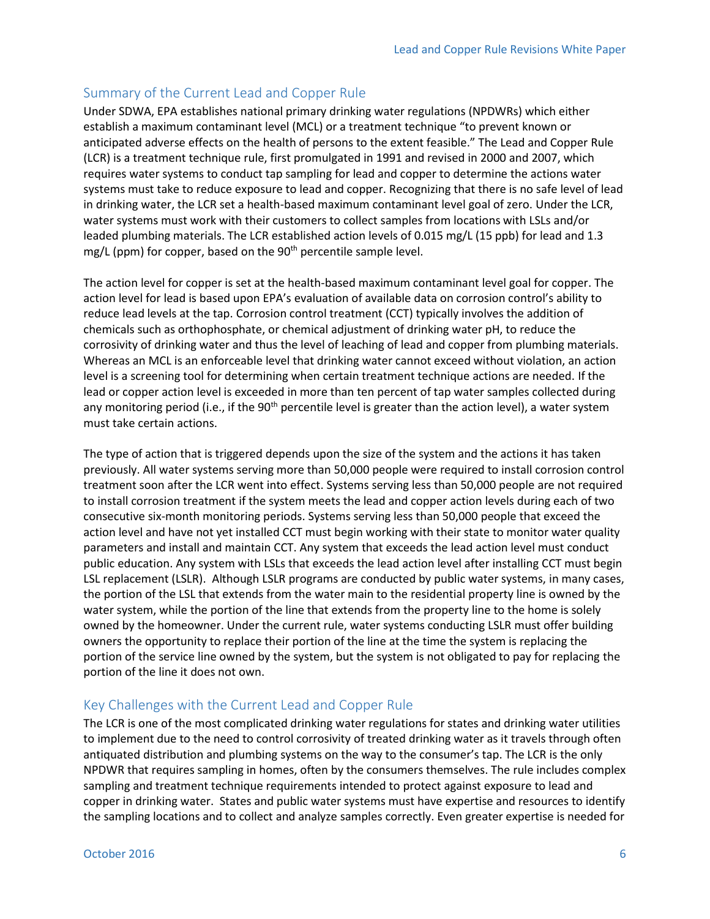## Summary of the Current Lead and Copper Rule

Under SDWA, EPA establishes national primary drinking water regulations (NPDWRs) which either establish a maximum contaminant level (MCL) or a treatment technique "to prevent known or anticipated adverse effects on the health of persons to the extent feasible." The Lead and Copper Rule (LCR) is a treatment technique rule, first promulgated in 1991 and revised in 2000 and 2007, which requires water systems to conduct tap sampling for lead and copper to determine the actions water systems must take to reduce exposure to lead and copper. Recognizing that there is no safe level of lead in drinking water, the LCR set a health-based maximum contaminant level goal of zero. Under the LCR, water systems must work with their customers to collect samples from locations with LSLs and/or leaded plumbing materials. The LCR established action levels of 0.015 mg/L (15 ppb) for lead and 1.3 mg/L (ppm) for copper, based on the 90$^{th}$ percentile sample level.

The action level for copper is set at the health-based maximum contaminant level goal for copper. The action level for lead is based upon EPA's evaluation of available data on corrosion control's ability to reduce lead levels at the tap. Corrosion control treatment (CCT) typically involves the addition of chemicals such as orthophosphate, or chemical adjustment of drinking water pH, to reduce the corrosivity of drinking water and thus the level of leaching of lead and copper from plumbing materials. Whereas an MCL is an enforceable level that drinking water cannot exceed without violation, an action level is a screening tool for determining when certain treatment technique actions are needed. If the lead or copper action level is exceeded in more than ten percent of tap water samples collected during any monitoring period (i.e., if the 90$^{th}$ percentile level is greater than the action level), a water system must take certain actions.

The type of action that is triggered depends upon the size of the system and the actions it has taken previously. All water systems serving more than 50,000 people were required to install corrosion control treatment soon after the LCR went into effect. Systems serving less than 50,000 people are not required to install corrosion treatment if the system meets the lead and copper action levels during each of two consecutive six-month monitoring periods. Systems serving less than 50,000 people that exceed the action level and have not yet installed CCT must begin working with their state to monitor water quality parameters and install and maintain CCT. Any system that exceeds the lead action level must conduct public education. Any system with LSLs that exceeds the lead action level after installing CCT must begin LSL replacement (LSLR). Although LSLR programs are conducted by public water systems, in many cases, the portion of the LSL that extends from the water main to the residential property line is owned by the water system, while the portion of the line that extends from the property line to the home is solely owned by the homeowner. Under the current rule, water systems conducting LSLR must offer building owners the opportunity to replace their portion of the line at the time the system is replacing the portion of the service line owned by the system, but the system is not obligated to pay for replacing the portion of the line it does not own.

## Key Challenges with the Current Lead and Copper Rule

The LCR is one of the most complicated drinking water regulations for states and drinking water utilities to implement due to the need to control corrosivity of treated drinking water as it travels through often antiquated distribution and plumbing systems on the way to the consumer's tap. The LCR is the only NPDWR that requires sampling in homes, often by the consumers themselves. The rule includes complex sampling and treatment technique requirements intended to protect against exposure to lead and copper in drinking water. States and public water systems must have expertise and resources to identify the sampling locations and to collect and analyze samples correctly. Even greater expertise is needed for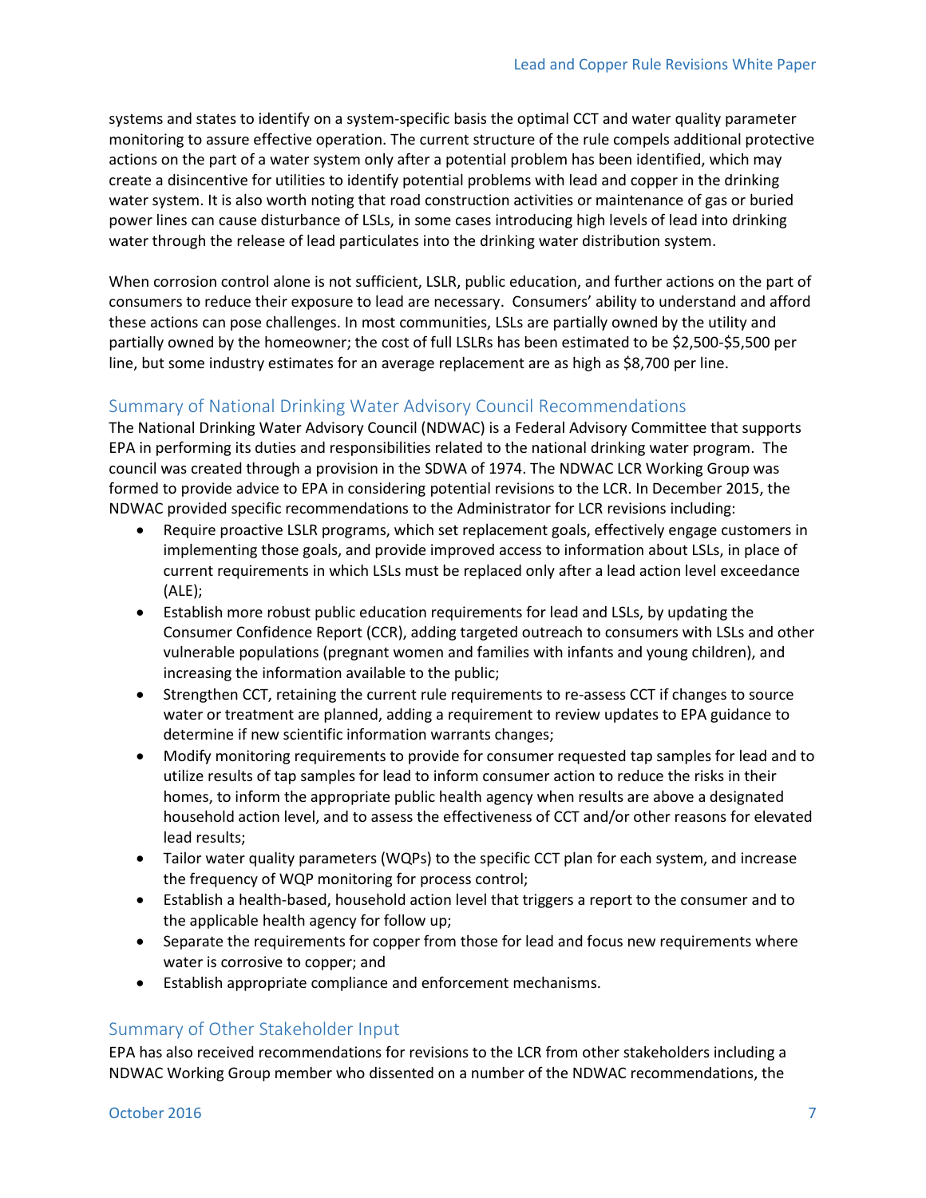systems and states to identify on a system-specific basis the optimal CCT and water quality parameter monitoring to assure effective operation. The current structure of the rule compels additional protective actions on the part of a water system only after a potential problem has been identified, which may create a disincentive for utilities to identify potential problems with lead and copper in the drinking water system. It is also worth noting that road construction activities or maintenance of gas or buried power lines can cause disturbance of LSLs, in some cases introducing high levels of lead into drinking water through the release of lead particulates into the drinking water distribution system.

When corrosion control alone is not sufficient, LSLR, public education, and further actions on the part of consumers to reduce their exposure to lead are necessary. Consumers' ability to understand and afford these actions can pose challenges. In most communities, LSLs are partially owned by the utility and partially owned by the homeowner; the cost of full LSLRs has been estimated to be $2,500-$5,500 per line, but some industry estimates for an average replacement are as high as $8,700 per line.

## Summary of National Drinking Water Advisory Council Recommendations

The National Drinking Water Advisory Council (NDWAC) is a Federal Advisory Committee that supports EPA in performing its duties and responsibilities related to the national drinking water program. The council was created through a provision in the SDWA of 1974. The NDWAC LCR Working Group was formed to provide advice to EPA in considering potential revisions to the LCR. In December 2015, the NDWAC provided specific recommendations to the Administrator for LCR revisions including:

- Require proactive LSLR programs, which set replacement goals, effectively engage customers in implementing those goals, and provide improved access to information about LSLs, in place of current requirements in which LSLs must be replaced only after a lead action level exceedance (ALE);
- Establish more robust public education requirements for lead and LSLs, by updating the Consumer Confidence Report (CCR), adding targeted outreach to consumers with LSLs and other vulnerable populations (pregnant women and families with infants and young children), and increasing the information available to the public;
- Strengthen CCT, retaining the current rule requirements to re-assess CCT if changes to source water or treatment are planned, adding a requirement to review updates to EPA guidance to determine if new scientific information warrants changes;
- Modify monitoring requirements to provide for consumer requested tap samples for lead and to utilize results of tap samples for lead to inform consumer action to reduce the risks in their homes, to inform the appropriate public health agency when results are above a designated household action level, and to assess the effectiveness of CCT and/or other reasons for elevated lead results;
- Tailor water quality parameters (WQPs) to the specific CCT plan for each system, and increase the frequency of WQP monitoring for process control;
- Establish a health-based, household action level that triggers a report to the consumer and to the applicable health agency for follow up;
- Separate the requirements for copper from those for lead and focus new requirements where water is corrosive to copper; and
- Establish appropriate compliance and enforcement mechanisms.

## Summary of Other Stakeholder Input

EPA has also received recommendations for revisions to the LCR from other stakeholders including a NDWAC Working Group member who dissented on a number of the NDWAC recommendations, the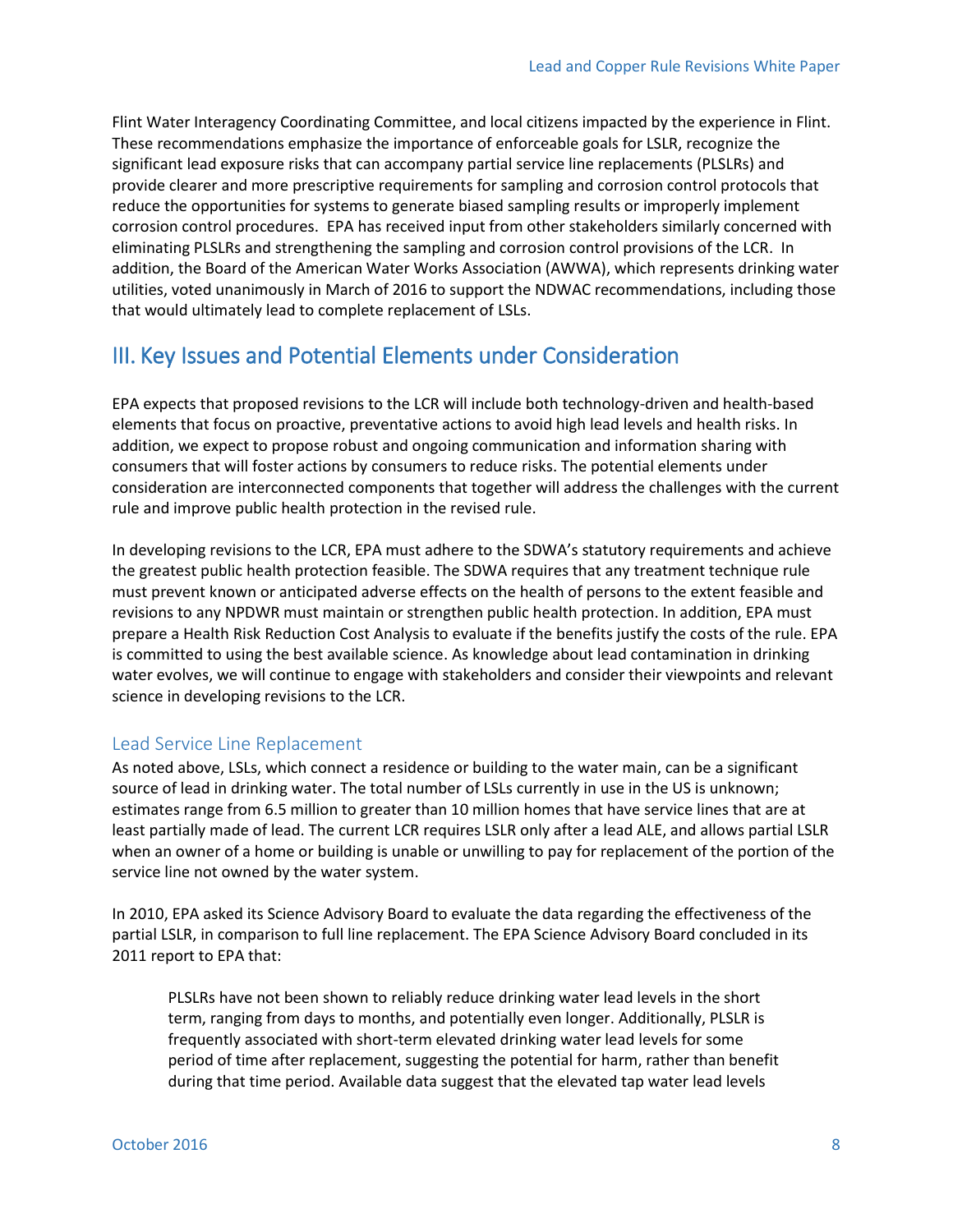Flint Water Interagency Coordinating Committee, and local citizens impacted by the experience in Flint. These recommendations emphasize the importance of enforceable goals for LSLR, recognize the significant lead exposure risks that can accompany partial service line replacements (PLSLRs) and provide clearer and more prescriptive requirements for sampling and corrosion control protocols that reduce the opportunities for systems to generate biased sampling results or improperly implement corrosion control procedures. EPA has received input from other stakeholders similarly concerned with eliminating PLSLRs and strengthening the sampling and corrosion control provisions of the LCR. In addition, the Board of the American Water Works Association (AWWA), which represents drinking water utilities, voted unanimously in March of 2016 to support the NDWAC recommendations, including those that would ultimately lead to complete replacement of LSLs.

## III. Key Issues and Potential Elements under Consideration

EPA expects that proposed revisions to the LCR will include both technology-driven and health-based elements that focus on proactive, preventative actions to avoid high lead levels and health risks. In addition, we expect to propose robust and ongoing communication and information sharing with consumers that will foster actions by consumers to reduce risks. The potential elements under consideration are interconnected components that together will address the challenges with the current rule and improve public health protection in the revised rule.

In developing revisions to the LCR, EPA must adhere to the SDWA's statutory requirements and achieve the greatest public health protection feasible. The SDWA requires that any treatment technique rule must prevent known or anticipated adverse effects on the health of persons to the extent feasible and revisions to any NPDWR must maintain or strengthen public health protection. In addition, EPA must prepare a Health Risk Reduction Cost Analysis to evaluate if the benefits justify the costs of the rule. EPA is committed to using the best available science. As knowledge about lead contamination in drinking water evolves, we will continue to engage with stakeholders and consider their viewpoints and relevant science in developing revisions to the LCR.

### Lead Service Line Replacement

As noted above, LSLs, which connect a residence or building to the water main, can be a significant source of lead in drinking water. The total number of LSLs currently in use in the US is unknown; estimates range from 6.5 million to greater than 10 million homes that have service lines that are at least partially made of lead. The current LCR requires LSLR only after a lead ALE, and allows partial LSLR when an owner of a home or building is unable or unwilling to pay for replacement of the portion of the service line not owned by the water system.

In 2010, EPA asked its Science Advisory Board to evaluate the data regarding the effectiveness of the partial LSLR, in comparison to full line replacement. The EPA Science Advisory Board concluded in its 2011 report to EPA that:

> PLSLRs have not been shown to reliably reduce drinking water lead levels in the short term, ranging from days to months, and potentially even longer. Additionally, PLSLR is frequently associated with short-term elevated drinking water lead levels for some period of time after replacement, suggesting the potential for harm, rather than benefit during that time period. Available data suggest that the elevated tap water lead levels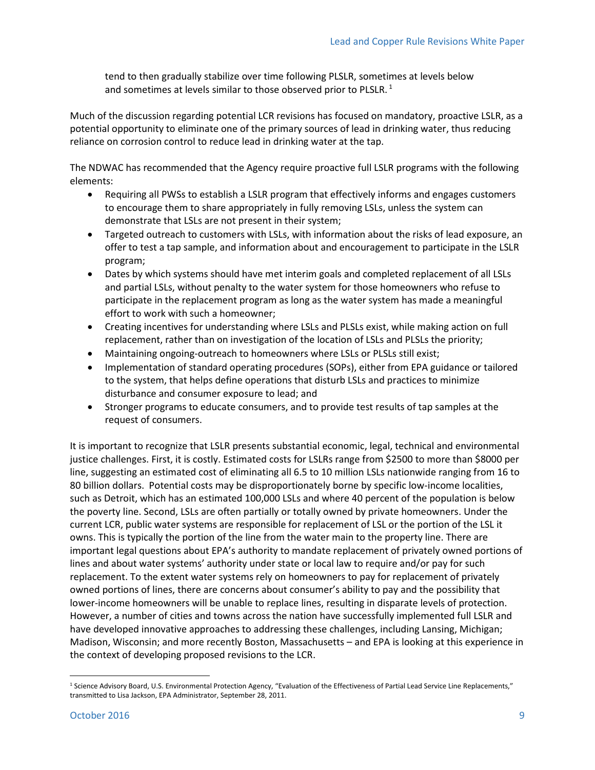tend to then gradually stabilize over time following PLSLR, sometimes at levels below and sometimes at levels similar to those observed prior to PLSLR. [1]

Much of the discussion regarding potential LCR revisions has focused on mandatory, proactive LSLR, as a potential opportunity to eliminate one of the primary sources of lead in drinking water, thus reducing reliance on corrosion control to reduce lead in drinking water at the tap.

The NDWAC has recommended that the Agency require proactive full LSLR programs with the following elements:

- Requiring all PWSs to establish a LSLR program that effectively informs and engages customers to encourage them to share appropriately in fully removing LSLs, unless the system can demonstrate that LSLs are not present in their system;
- Targeted outreach to customers with LSLs, with information about the risks of lead exposure, an offer to test a tap sample, and information about and encouragement to participate in the LSLR program;
- Dates by which systems should have met interim goals and completed replacement of all LSLs and partial LSLs, without penalty to the water system for those homeowners who refuse to participate in the replacement program as long as the water system has made a meaningful effort to work with such a homeowner;
- Creating incentives for understanding where LSLs and PLSLs exist, while making action on full replacement, rather than on investigation of the location of LSLs and PLSLs the priority;
- Maintaining ongoing-outreach to homeowners where LSLs or PLSLs still exist;
- Implementation of standard operating procedures (SOPs), either from EPA guidance or tailored to the system, that helps define operations that disturb LSLs and practices to minimize disturbance and consumer exposure to lead; and
- Stronger programs to educate consumers, and to provide test results of tap samples at the request of consumers.

It is important to recognize that LSLR presents substantial economic, legal, technical and environmental justice challenges. First, it is costly. Estimated costs for LSLRs range from $2500 to more than $8000 per line, suggesting an estimated cost of eliminating all 6.5 to 10 million LSLs nationwide ranging from 16 to 80 billion dollars. Potential costs may be disproportionately borne by specific low-income localities, such as Detroit, which has an estimated 100,000 LSLs and where 40 percent of the population is below the poverty line. Second, LSLs are often partially or totally owned by private homeowners. Under the current LCR, public water systems are responsible for replacement of LSL or the portion of the LSL it owns. This is typically the portion of the line from the water main to the property line. There are important legal questions about EPA's authority to mandate replacement of privately owned portions of lines and about water systems' authority under state or local law to require and/or pay for such replacement. To the extent water systems rely on homeowners to pay for replacement of privately owned portions of lines, there are concerns about consumer's ability to pay and the possibility that lower-income homeowners will be unable to replace lines, resulting in disparate levels of protection. However, a number of cities and towns across the nation have successfully implemented full LSLR and have developed innovative approaches to addressing these challenges, including Lansing, Michigan; Madison, Wisconsin; and more recently Boston, Massachusetts – and EPA is looking at this experience in the context of developing proposed revisions to the LCR.

[1] Science Advisory Board, U.S. Environmental Protection Agency, "Evaluation of the Effectiveness of Partial Lead Service Line Replacements," transmitted to Lisa Jackson, EPA Administrator, September 28, 2011.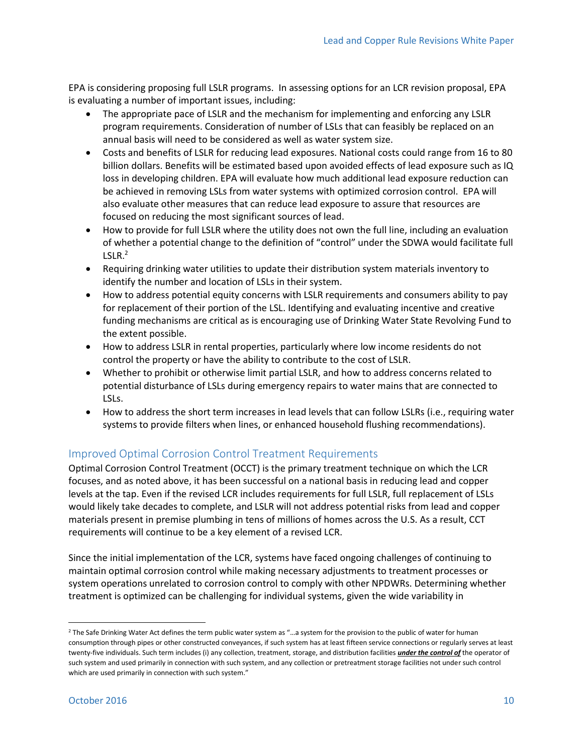EPA is considering proposing full LSLR programs. In assessing options for an LCR revision proposal, EPA is evaluating a number of important issues, including:

- The appropriate pace of LSLR and the mechanism for implementing and enforcing any LSLR program requirements. Consideration of number of LSLs that can feasibly be replaced on an annual basis will need to be considered as well as water system size.
- Costs and benefits of LSLR for reducing lead exposures. National costs could range from 16 to 80 billion dollars. Benefits will be estimated based upon avoided effects of lead exposure such as IQ loss in developing children. EPA will evaluate how much additional lead exposure reduction can be achieved in removing LSLs from water systems with optimized corrosion control. EPA will also evaluate other measures that can reduce lead exposure to assure that resources are focused on reducing the most significant sources of lead.
- How to provide for full LSLR where the utility does not own the full line, including an evaluation of whether a potential change to the definition of "control" under the SDWA would facilitate full LSLR.[2]
- Requiring drinking water utilities to update their distribution system materials inventory to identify the number and location of LSLs in their system.
- How to address potential equity concerns with LSLR requirements and consumers ability to pay for replacement of their portion of the LSL. Identifying and evaluating incentive and creative funding mechanisms are critical as is encouraging use of Drinking Water State Revolving Fund to the extent possible.
- How to address LSLR in rental properties, particularly where low income residents do not control the property or have the ability to contribute to the cost of LSLR.
- Whether to prohibit or otherwise limit partial LSLR, and how to address concerns related to potential disturbance of LSLs during emergency repairs to water mains that are connected to LSLs.
- How to address the short term increases in lead levels that can follow LSLRs (i.e., requiring water systems to provide filters when lines, or enhanced household flushing recommendations).

## Improved Optimal Corrosion Control Treatment Requirements

Optimal Corrosion Control Treatment (OCCT) is the primary treatment technique on which the LCR focuses, and as noted above, it has been successful on a national basis in reducing lead and copper levels at the tap. Even if the revised LCR includes requirements for full LSLR, full replacement of LSLs would likely take decades to complete, and LSLR will not address potential risks from lead and copper materials present in premise plumbing in tens of millions of homes across the U.S. As a result, CCT requirements will continue to be a key element of a revised LCR.

Since the initial implementation of the LCR, systems have faced ongoing challenges of continuing to maintain optimal corrosion control while making necessary adjustments to treatment processes or system operations unrelated to corrosion control to comply with other NPDWRs. Determining whether treatment is optimized can be challenging for individual systems, given the wide variability in

---

[2] The Safe Drinking Water Act defines the term public water system as "…a system for the provision to the public of water for human consumption through pipes or other constructed conveyances, if such system has at least fifteen service connections or regularly serves at least twenty-five individuals. Such term includes (i) any collection, treatment, storage, and distribution facilities ***under the control of*** the operator of such system and used primarily in connection with such system, and any collection or pretreatment storage facilities not under such control which are used primarily in connection with such system."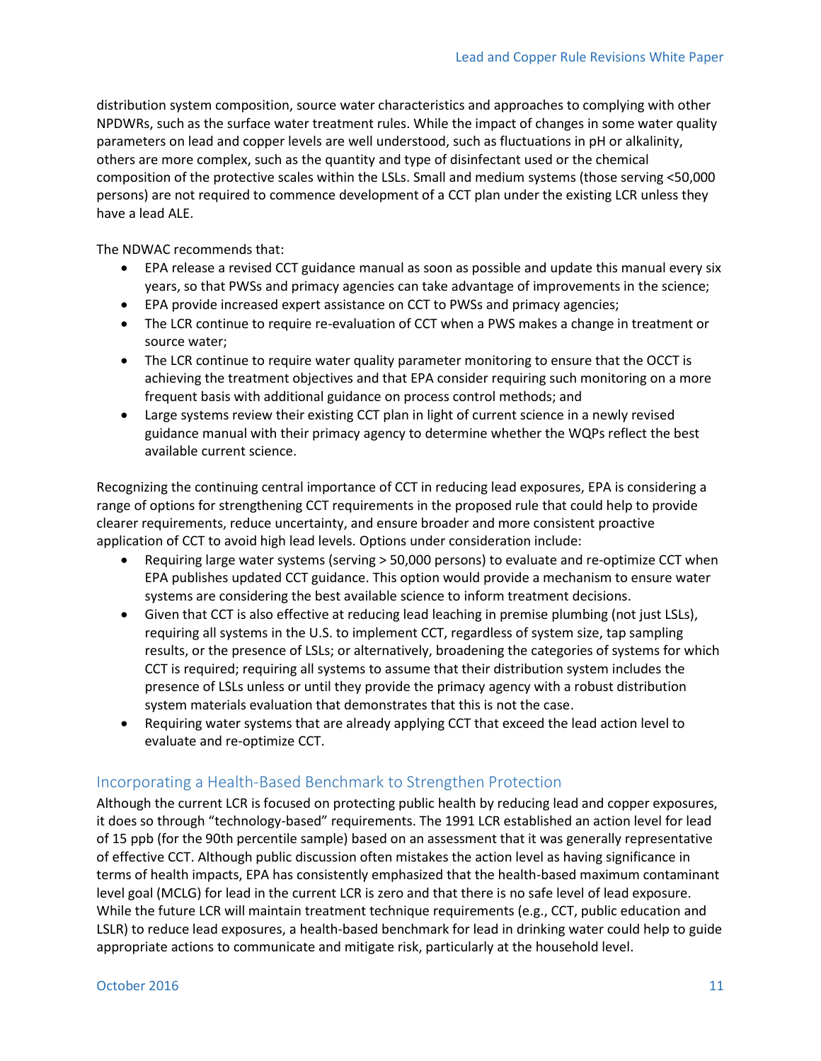distribution system composition, source water characteristics and approaches to complying with other NPDWRs, such as the surface water treatment rules. While the impact of changes in some water quality parameters on lead and copper levels are well understood, such as fluctuations in pH or alkalinity, others are more complex, such as the quantity and type of disinfectant used or the chemical composition of the protective scales within the LSLs. Small and medium systems (those serving <50,000 persons) are not required to commence development of a CCT plan under the existing LCR unless they have a lead ALE.

The NDWAC recommends that:

- EPA release a revised CCT guidance manual as soon as possible and update this manual every six years, so that PWSs and primacy agencies can take advantage of improvements in the science;
- EPA provide increased expert assistance on CCT to PWSs and primacy agencies;
- The LCR continue to require re-evaluation of CCT when a PWS makes a change in treatment or source water;
- The LCR continue to require water quality parameter monitoring to ensure that the OCCT is achieving the treatment objectives and that EPA consider requiring such monitoring on a more frequent basis with additional guidance on process control methods; and
- Large systems review their existing CCT plan in light of current science in a newly revised guidance manual with their primacy agency to determine whether the WQPs reflect the best available current science.

Recognizing the continuing central importance of CCT in reducing lead exposures, EPA is considering a range of options for strengthening CCT requirements in the proposed rule that could help to provide clearer requirements, reduce uncertainty, and ensure broader and more consistent proactive application of CCT to avoid high lead levels. Options under consideration include:

- Requiring large water systems (serving > 50,000 persons) to evaluate and re-optimize CCT when EPA publishes updated CCT guidance. This option would provide a mechanism to ensure water systems are considering the best available science to inform treatment decisions.
- Given that CCT is also effective at reducing lead leaching in premise plumbing (not just LSLs), requiring all systems in the U.S. to implement CCT, regardless of system size, tap sampling results, or the presence of LSLs; or alternatively, broadening the categories of systems for which CCT is required; requiring all systems to assume that their distribution system includes the presence of LSLs unless or until they provide the primacy agency with a robust distribution system materials evaluation that demonstrates that this is not the case.
- Requiring water systems that are already applying CCT that exceed the lead action level to evaluate and re-optimize CCT.

## Incorporating a Health-Based Benchmark to Strengthen Protection

Although the current LCR is focused on protecting public health by reducing lead and copper exposures, it does so through "technology-based" requirements. The 1991 LCR established an action level for lead of 15 ppb (for the 90th percentile sample) based on an assessment that it was generally representative of effective CCT. Although public discussion often mistakes the action level as having significance in terms of health impacts, EPA has consistently emphasized that the health-based maximum contaminant level goal (MCLG) for lead in the current LCR is zero and that there is no safe level of lead exposure. While the future LCR will maintain treatment technique requirements (e.g., CCT, public education and LSLR) to reduce lead exposures, a health-based benchmark for lead in drinking water could help to guide appropriate actions to communicate and mitigate risk, particularly at the household level.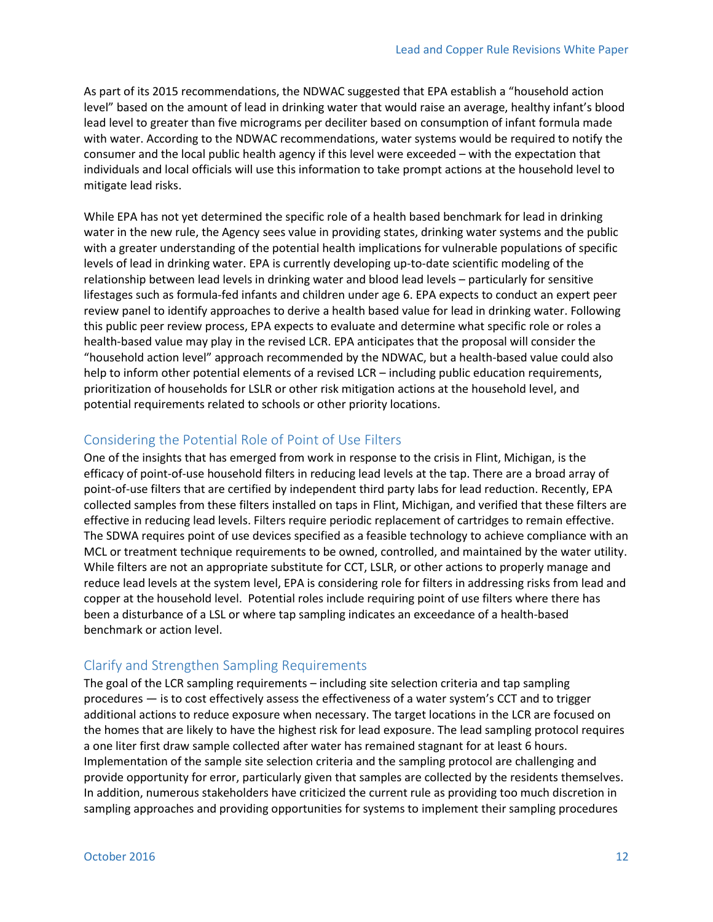As part of its 2015 recommendations, the NDWAC suggested that EPA establish a "household action level" based on the amount of lead in drinking water that would raise an average, healthy infant's blood lead level to greater than five micrograms per deciliter based on consumption of infant formula made with water. According to the NDWAC recommendations, water systems would be required to notify the consumer and the local public health agency if this level were exceeded – with the expectation that individuals and local officials will use this information to take prompt actions at the household level to mitigate lead risks.

While EPA has not yet determined the specific role of a health based benchmark for lead in drinking water in the new rule, the Agency sees value in providing states, drinking water systems and the public with a greater understanding of the potential health implications for vulnerable populations of specific levels of lead in drinking water. EPA is currently developing up-to-date scientific modeling of the relationship between lead levels in drinking water and blood lead levels – particularly for sensitive lifestages such as formula-fed infants and children under age 6. EPA expects to conduct an expert peer review panel to identify approaches to derive a health based value for lead in drinking water. Following this public peer review process, EPA expects to evaluate and determine what specific role or roles a health-based value may play in the revised LCR. EPA anticipates that the proposal will consider the "household action level" approach recommended by the NDWAC, but a health-based value could also help to inform other potential elements of a revised LCR – including public education requirements, prioritization of households for LSLR or other risk mitigation actions at the household level, and potential requirements related to schools or other priority locations.

## Considering the Potential Role of Point of Use Filters

One of the insights that has emerged from work in response to the crisis in Flint, Michigan, is the efficacy of point-of-use household filters in reducing lead levels at the tap. There are a broad array of point-of-use filters that are certified by independent third party labs for lead reduction. Recently, EPA collected samples from these filters installed on taps in Flint, Michigan, and verified that these filters are effective in reducing lead levels. Filters require periodic replacement of cartridges to remain effective. The SDWA requires point of use devices specified as a feasible technology to achieve compliance with an MCL or treatment technique requirements to be owned, controlled, and maintained by the water utility. While filters are not an appropriate substitute for CCT, LSLR, or other actions to properly manage and reduce lead levels at the system level, EPA is considering role for filters in addressing risks from lead and copper at the household level. Potential roles include requiring point of use filters where there has been a disturbance of a LSL or where tap sampling indicates an exceedance of a health-based benchmark or action level.

## Clarify and Strengthen Sampling Requirements

The goal of the LCR sampling requirements – including site selection criteria and tap sampling procedures — is to cost effectively assess the effectiveness of a water system's CCT and to trigger additional actions to reduce exposure when necessary. The target locations in the LCR are focused on the homes that are likely to have the highest risk for lead exposure. The lead sampling protocol requires a one liter first draw sample collected after water has remained stagnant for at least 6 hours. Implementation of the sample site selection criteria and the sampling protocol are challenging and provide opportunity for error, particularly given that samples are collected by the residents themselves. In addition, numerous stakeholders have criticized the current rule as providing too much discretion in sampling approaches and providing opportunities for systems to implement their sampling procedures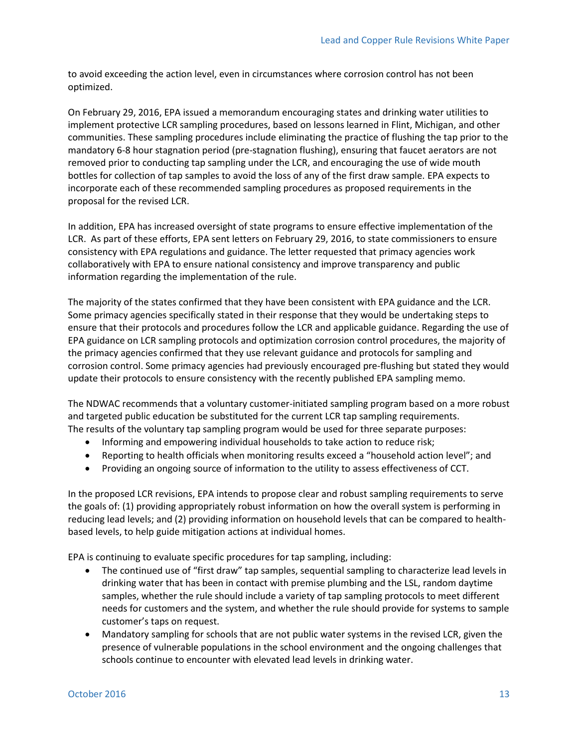to avoid exceeding the action level, even in circumstances where corrosion control has not been optimized.

On February 29, 2016, EPA issued a memorandum encouraging states and drinking water utilities to implement protective LCR sampling procedures, based on lessons learned in Flint, Michigan, and other communities. These sampling procedures include eliminating the practice of flushing the tap prior to the mandatory 6-8 hour stagnation period (pre-stagnation flushing), ensuring that faucet aerators are not removed prior to conducting tap sampling under the LCR, and encouraging the use of wide mouth bottles for collection of tap samples to avoid the loss of any of the first draw sample. EPA expects to incorporate each of these recommended sampling procedures as proposed requirements in the proposal for the revised LCR.

In addition, EPA has increased oversight of state programs to ensure effective implementation of the LCR. As part of these efforts, EPA sent letters on February 29, 2016, to state commissioners to ensure consistency with EPA regulations and guidance. The letter requested that primacy agencies work collaboratively with EPA to ensure national consistency and improve transparency and public information regarding the implementation of the rule.

The majority of the states confirmed that they have been consistent with EPA guidance and the LCR. Some primacy agencies specifically stated in their response that they would be undertaking steps to ensure that their protocols and procedures follow the LCR and applicable guidance. Regarding the use of EPA guidance on LCR sampling protocols and optimization corrosion control procedures, the majority of the primacy agencies confirmed that they use relevant guidance and protocols for sampling and corrosion control. Some primacy agencies had previously encouraged pre-flushing but stated they would update their protocols to ensure consistency with the recently published EPA sampling memo.

The NDWAC recommends that a voluntary customer-initiated sampling program based on a more robust and targeted public education be substituted for the current LCR tap sampling requirements. The results of the voluntary tap sampling program would be used for three separate purposes:

- Informing and empowering individual households to take action to reduce risk;
- Reporting to health officials when monitoring results exceed a "household action level"; and
- Providing an ongoing source of information to the utility to assess effectiveness of CCT.

In the proposed LCR revisions, EPA intends to propose clear and robust sampling requirements to serve the goals of: (1) providing appropriately robust information on how the overall system is performing in reducing lead levels; and (2) providing information on household levels that can be compared to health-based levels, to help guide mitigation actions at individual homes.

EPA is continuing to evaluate specific procedures for tap sampling, including:

- The continued use of "first draw" tap samples, sequential sampling to characterize lead levels in drinking water that has been in contact with premise plumbing and the LSL, random daytime samples, whether the rule should include a variety of tap sampling protocols to meet different needs for customers and the system, and whether the rule should provide for systems to sample customer's taps on request.
- Mandatory sampling for schools that are not public water systems in the revised LCR, given the presence of vulnerable populations in the school environment and the ongoing challenges that schools continue to encounter with elevated lead levels in drinking water.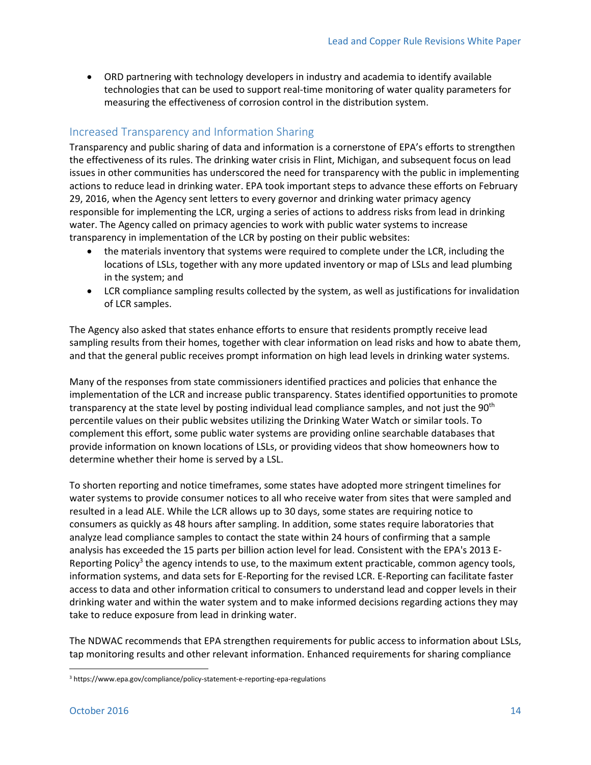- ORD partnering with technology developers in industry and academia to identify available technologies that can be used to support real-time monitoring of water quality parameters for measuring the effectiveness of corrosion control in the distribution system.

## Increased Transparency and Information Sharing

Transparency and public sharing of data and information is a cornerstone of EPA's efforts to strengthen the effectiveness of its rules. The drinking water crisis in Flint, Michigan, and subsequent focus on lead issues in other communities has underscored the need for transparency with the public in implementing actions to reduce lead in drinking water. EPA took important steps to advance these efforts on February 29, 2016, when the Agency sent letters to every governor and drinking water primacy agency responsible for implementing the LCR, urging a series of actions to address risks from lead in drinking water. The Agency called on primacy agencies to work with public water systems to increase transparency in implementation of the LCR by posting on their public websites:

- the materials inventory that systems were required to complete under the LCR, including the locations of LSLs, together with any more updated inventory or map of LSLs and lead plumbing in the system; and
- LCR compliance sampling results collected by the system, as well as justifications for invalidation of LCR samples.

The Agency also asked that states enhance efforts to ensure that residents promptly receive lead sampling results from their homes, together with clear information on lead risks and how to abate them, and that the general public receives prompt information on high lead levels in drinking water systems.

Many of the responses from state commissioners identified practices and policies that enhance the implementation of the LCR and increase public transparency. States identified opportunities to promote transparency at the state level by posting individual lead compliance samples, and not just the 90th percentile values on their public websites utilizing the Drinking Water Watch or similar tools. To complement this effort, some public water systems are providing online searchable databases that provide information on known locations of LSLs, or providing videos that show homeowners how to determine whether their home is served by a LSL.

To shorten reporting and notice timeframes, some states have adopted more stringent timelines for water systems to provide consumer notices to all who receive water from sites that were sampled and resulted in a lead ALE. While the LCR allows up to 30 days, some states are requiring notice to consumers as quickly as 48 hours after sampling. In addition, some states require laboratories that analyze lead compliance samples to contact the state within 24 hours of confirming that a sample analysis has exceeded the 15 parts per billion action level for lead. Consistent with the EPA's 2013 E-Reporting Policy[3] the agency intends to use, to the maximum extent practicable, common agency tools, information systems, and data sets for E-Reporting for the revised LCR. E-Reporting can facilitate faster access to data and other information critical to consumers to understand lead and copper levels in their drinking water and within the water system and to make informed decisions regarding actions they may take to reduce exposure from lead in drinking water.

The NDWAC recommends that EPA strengthen requirements for public access to information about LSLs, tap monitoring results and other relevant information. Enhanced requirements for sharing compliance

[3] https://www.epa.gov/compliance/policy-statement-e-reporting-epa-regulations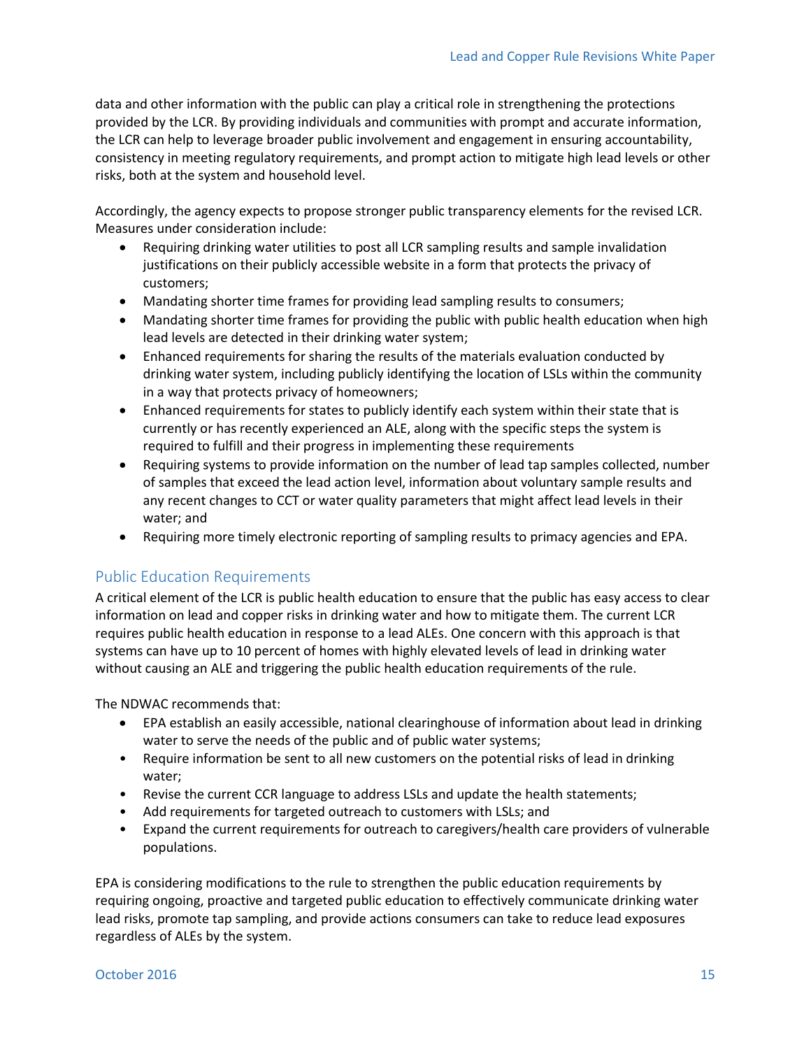data and other information with the public can play a critical role in strengthening the protections provided by the LCR. By providing individuals and communities with prompt and accurate information, the LCR can help to leverage broader public involvement and engagement in ensuring accountability, consistency in meeting regulatory requirements, and prompt action to mitigate high lead levels or other risks, both at the system and household level.

Accordingly, the agency expects to propose stronger public transparency elements for the revised LCR. Measures under consideration include:

- Requiring drinking water utilities to post all LCR sampling results and sample invalidation justifications on their publicly accessible website in a form that protects the privacy of customers;
- Mandating shorter time frames for providing lead sampling results to consumers;
- Mandating shorter time frames for providing the public with public health education when high lead levels are detected in their drinking water system;
- Enhanced requirements for sharing the results of the materials evaluation conducted by drinking water system, including publicly identifying the location of LSLs within the community in a way that protects privacy of homeowners;
- Enhanced requirements for states to publicly identify each system within their state that is currently or has recently experienced an ALE, along with the specific steps the system is required to fulfill and their progress in implementing these requirements
- Requiring systems to provide information on the number of lead tap samples collected, number of samples that exceed the lead action level, information about voluntary sample results and any recent changes to CCT or water quality parameters that might affect lead levels in their water; and
- Requiring more timely electronic reporting of sampling results to primacy agencies and EPA.

## Public Education Requirements

A critical element of the LCR is public health education to ensure that the public has easy access to clear information on lead and copper risks in drinking water and how to mitigate them. The current LCR requires public health education in response to a lead ALEs. One concern with this approach is that systems can have up to 10 percent of homes with highly elevated levels of lead in drinking water without causing an ALE and triggering the public health education requirements of the rule.

The NDWAC recommends that:

- EPA establish an easily accessible, national clearinghouse of information about lead in drinking water to serve the needs of the public and of public water systems;
- Require information be sent to all new customers on the potential risks of lead in drinking water;
- Revise the current CCR language to address LSLs and update the health statements;
- Add requirements for targeted outreach to customers with LSLs; and
- Expand the current requirements for outreach to caregivers/health care providers of vulnerable populations.

EPA is considering modifications to the rule to strengthen the public education requirements by requiring ongoing, proactive and targeted public education to effectively communicate drinking water lead risks, promote tap sampling, and provide actions consumers can take to reduce lead exposures regardless of ALEs by the system.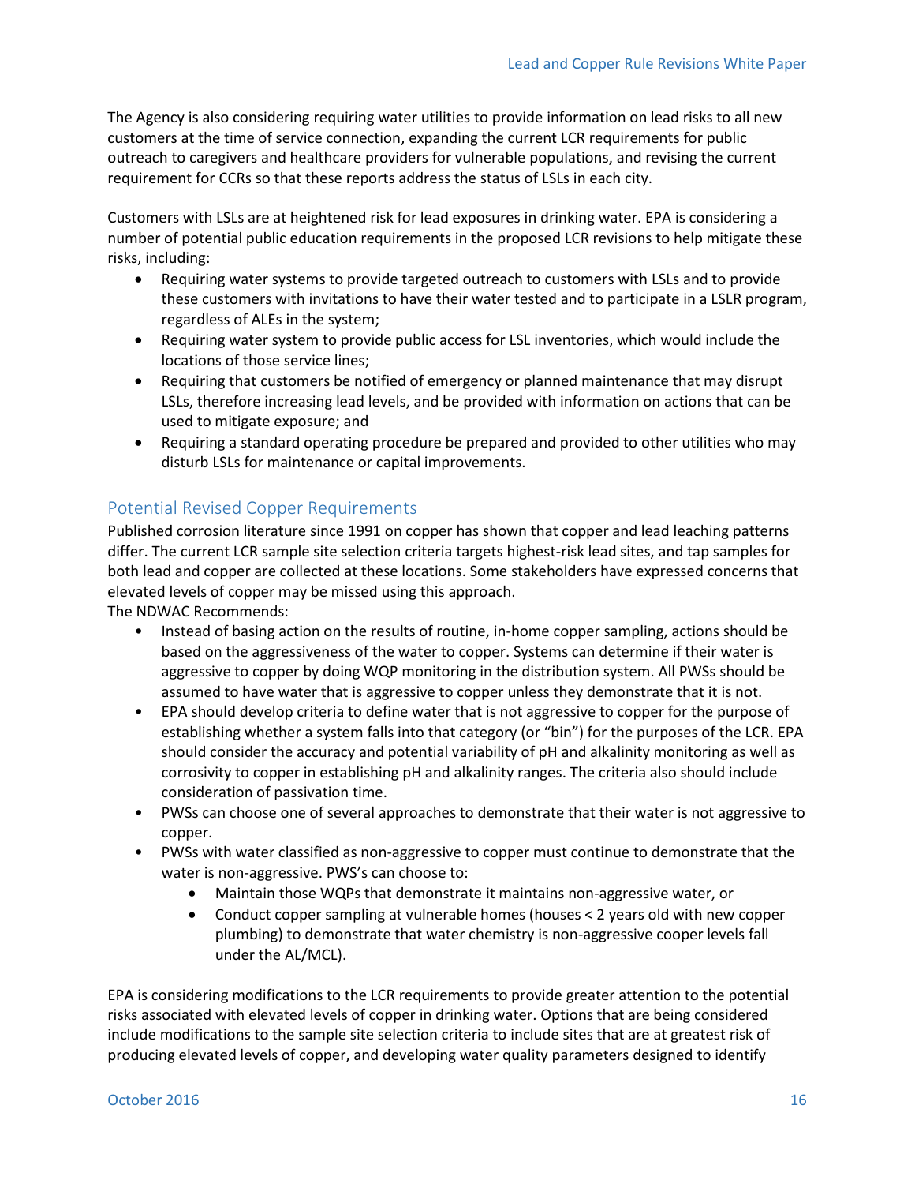The Agency is also considering requiring water utilities to provide information on lead risks to all new customers at the time of service connection, expanding the current LCR requirements for public outreach to caregivers and healthcare providers for vulnerable populations, and revising the current requirement for CCRs so that these reports address the status of LSLs in each city.

Customers with LSLs are at heightened risk for lead exposures in drinking water. EPA is considering a number of potential public education requirements in the proposed LCR revisions to help mitigate these risks, including:

- Requiring water systems to provide targeted outreach to customers with LSLs and to provide these customers with invitations to have their water tested and to participate in a LSLR program, regardless of ALEs in the system;
- Requiring water system to provide public access for LSL inventories, which would include the locations of those service lines;
- Requiring that customers be notified of emergency or planned maintenance that may disrupt LSLs, therefore increasing lead levels, and be provided with information on actions that can be used to mitigate exposure; and
- Requiring a standard operating procedure be prepared and provided to other utilities who may disturb LSLs for maintenance or capital improvements.

## Potential Revised Copper Requirements

Published corrosion literature since 1991 on copper has shown that copper and lead leaching patterns differ. The current LCR sample site selection criteria targets highest-risk lead sites, and tap samples for both lead and copper are collected at these locations. Some stakeholders have expressed concerns that elevated levels of copper may be missed using this approach.

The NDWAC Recommends:

- Instead of basing action on the results of routine, in-home copper sampling, actions should be based on the aggressiveness of the water to copper. Systems can determine if their water is aggressive to copper by doing WQP monitoring in the distribution system. All PWSs should be assumed to have water that is aggressive to copper unless they demonstrate that it is not.
- EPA should develop criteria to define water that is not aggressive to copper for the purpose of establishing whether a system falls into that category (or "bin") for the purposes of the LCR. EPA should consider the accuracy and potential variability of pH and alkalinity monitoring as well as corrosivity to copper in establishing pH and alkalinity ranges. The criteria also should include consideration of passivation time.
- PWSs can choose one of several approaches to demonstrate that their water is not aggressive to copper.
- PWSs with water classified as non-aggressive to copper must continue to demonstrate that the water is non-aggressive. PWS's can choose to:
  - Maintain those WQPs that demonstrate it maintains non-aggressive water, or
  - Conduct copper sampling at vulnerable homes (houses < 2 years old with new copper plumbing) to demonstrate that water chemistry is non-aggressive cooper levels fall under the AL/MCL).

EPA is considering modifications to the LCR requirements to provide greater attention to the potential risks associated with elevated levels of copper in drinking water. Options that are being considered include modifications to the sample site selection criteria to include sites that are at greatest risk of producing elevated levels of copper, and developing water quality parameters designed to identify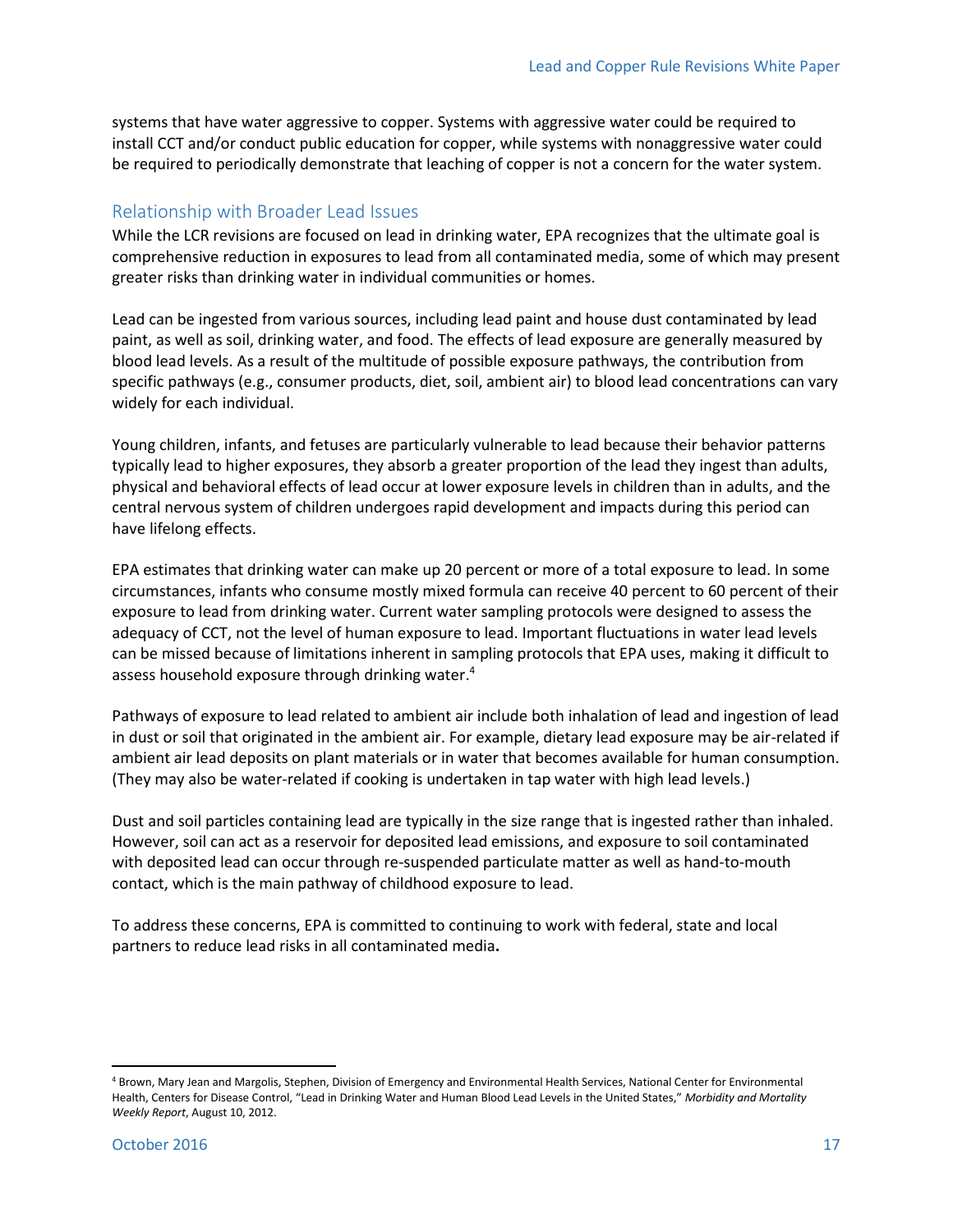systems that have water aggressive to copper. Systems with aggressive water could be required to install CCT and/or conduct public education for copper, while systems with nonaggressive water could be required to periodically demonstrate that leaching of copper is not a concern for the water system.

## Relationship with Broader Lead Issues

While the LCR revisions are focused on lead in drinking water, EPA recognizes that the ultimate goal is comprehensive reduction in exposures to lead from all contaminated media, some of which may present greater risks than drinking water in individual communities or homes.

Lead can be ingested from various sources, including lead paint and house dust contaminated by lead paint, as well as soil, drinking water, and food. The effects of lead exposure are generally measured by blood lead levels. As a result of the multitude of possible exposure pathways, the contribution from specific pathways (e.g., consumer products, diet, soil, ambient air) to blood lead concentrations can vary widely for each individual.

Young children, infants, and fetuses are particularly vulnerable to lead because their behavior patterns typically lead to higher exposures, they absorb a greater proportion of the lead they ingest than adults, physical and behavioral effects of lead occur at lower exposure levels in children than in adults, and the central nervous system of children undergoes rapid development and impacts during this period can have lifelong effects.

EPA estimates that drinking water can make up 20 percent or more of a total exposure to lead. In some circumstances, infants who consume mostly mixed formula can receive 40 percent to 60 percent of their exposure to lead from drinking water. Current water sampling protocols were designed to assess the adequacy of CCT, not the level of human exposure to lead. Important fluctuations in water lead levels can be missed because of limitations inherent in sampling protocols that EPA uses, making it difficult to assess household exposure through drinking water.[4]

Pathways of exposure to lead related to ambient air include both inhalation of lead and ingestion of lead in dust or soil that originated in the ambient air. For example, dietary lead exposure may be air-related if ambient air lead deposits on plant materials or in water that becomes available for human consumption. (They may also be water-related if cooking is undertaken in tap water with high lead levels.)

Dust and soil particles containing lead are typically in the size range that is ingested rather than inhaled. However, soil can act as a reservoir for deposited lead emissions, and exposure to soil contaminated with deposited lead can occur through re-suspended particulate matter as well as hand-to-mouth contact, which is the main pathway of childhood exposure to lead.

To address these concerns, EPA is committed to continuing to work with federal, state and local partners to reduce lead risks in all contaminated media.

---

[4] Brown, Mary Jean and Margolis, Stephen, Division of Emergency and Environmental Health Services, National Center for Environmental Health, Centers for Disease Control, "Lead in Drinking Water and Human Blood Lead Levels in the United States," *Morbidity and Mortality Weekly Report*, August 10, 2012.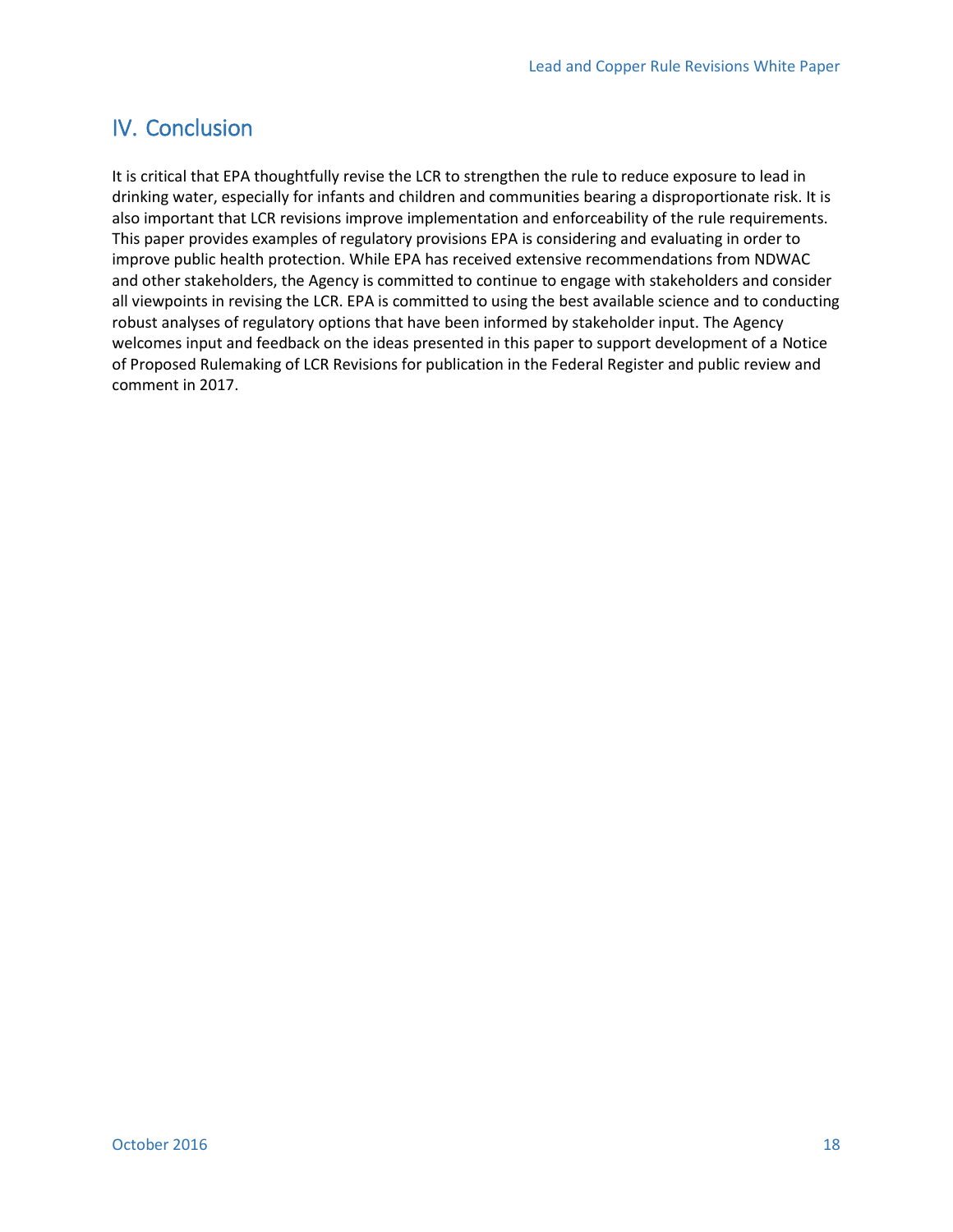## IV. Conclusion

It is critical that EPA thoughtfully revise the LCR to strengthen the rule to reduce exposure to lead in drinking water, especially for infants and children and communities bearing a disproportionate risk. It is also important that LCR revisions improve implementation and enforceability of the rule requirements. This paper provides examples of regulatory provisions EPA is considering and evaluating in order to improve public health protection. While EPA has received extensive recommendations from NDWAC and other stakeholders, the Agency is committed to continue to engage with stakeholders and consider all viewpoints in revising the LCR. EPA is committed to using the best available science and to conducting robust analyses of regulatory options that have been informed by stakeholder input. The Agency welcomes input and feedback on the ideas presented in this paper to support development of a Notice of Proposed Rulemaking of LCR Revisions for publication in the Federal Register and public review and comment in 2017.